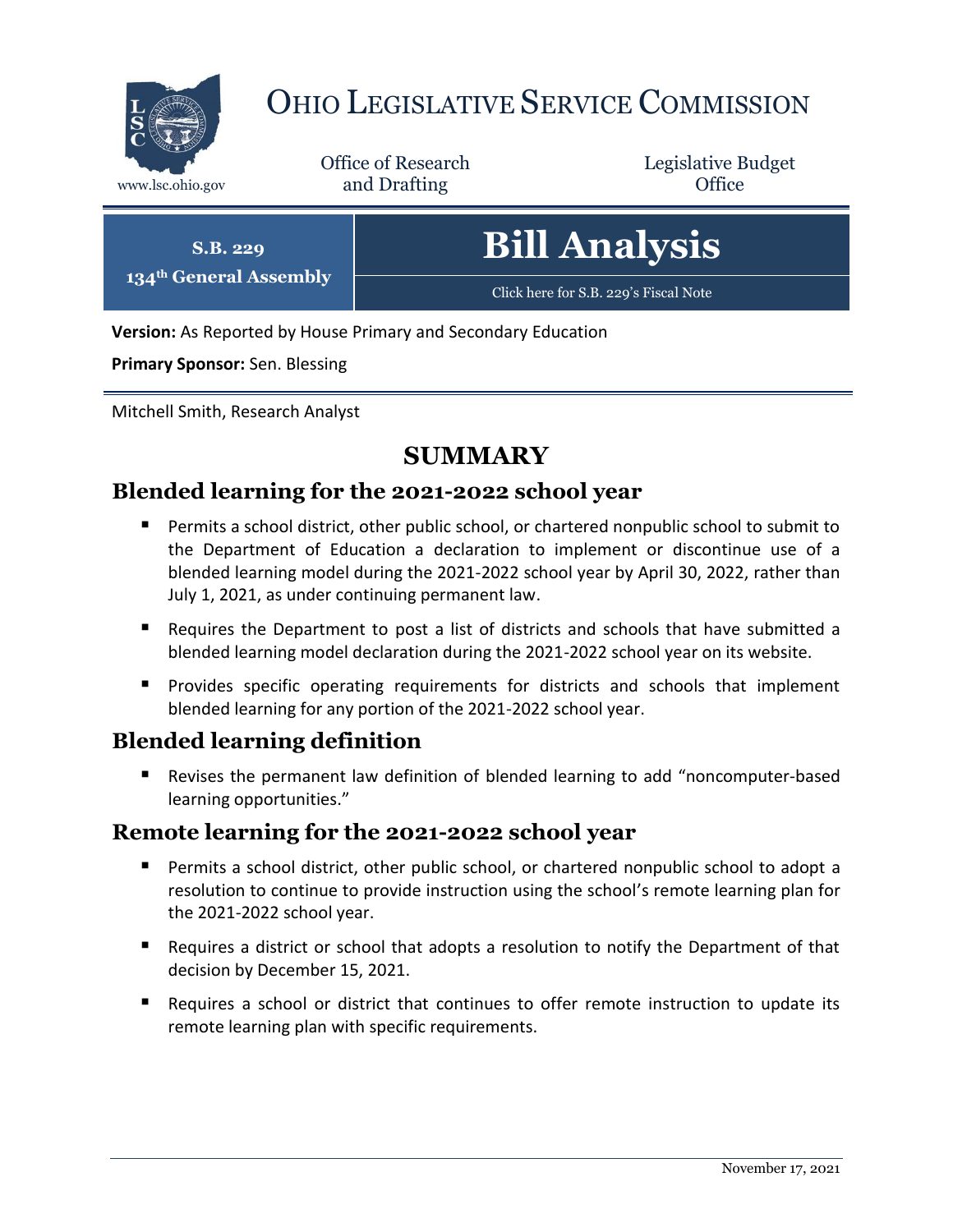# OHIO LEGISLATIVE SERVICE COMMISSION

www.lsc.ohio.gov

Office of Research and Drafting

Legislative Budget Office

**S.B. 229**
**134th General Assembly**

# Bill Analysis

Click here for S.B. 229's Fiscal Note

**Version:** As Reported by House Primary and Secondary Education

**Primary Sponsor:** Sen. Blessing

Mitchell Smith, Research Analyst

## SUMMARY

### Blended learning for the 2021-2022 school year

- Permits a school district, other public school, or chartered nonpublic school to submit to the Department of Education a declaration to implement or discontinue use of a blended learning model during the 2021-2022 school year by April 30, 2022, rather than July 1, 2021, as under continuing permanent law.
- Requires the Department to post a list of districts and schools that have submitted a blended learning model declaration during the 2021-2022 school year on its website.
- Provides specific operating requirements for districts and schools that implement blended learning for any portion of the 2021-2022 school year.

### Blended learning definition

- Revises the permanent law definition of blended learning to add "noncomputer-based learning opportunities."

### Remote learning for the 2021-2022 school year

- Permits a school district, other public school, or chartered nonpublic school to adopt a resolution to continue to provide instruction using the school's remote learning plan for the 2021-2022 school year.
- Requires a district or school that adopts a resolution to notify the Department of that decision by December 15, 2021.
- Requires a school or district that continues to offer remote instruction to update its remote learning plan with specific requirements.

November 17, 2021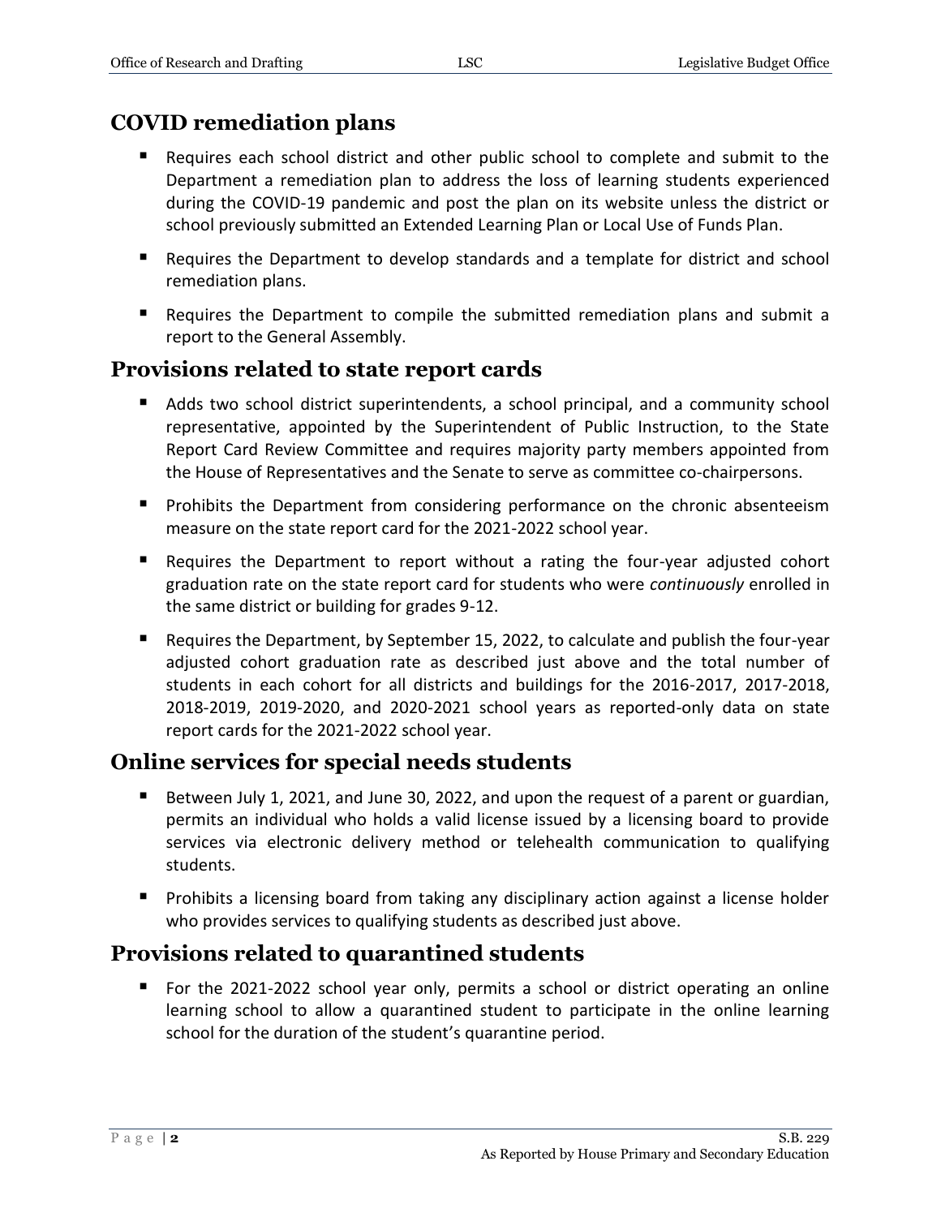## COVID remediation plans

- Requires each school district and other public school to complete and submit to the Department a remediation plan to address the loss of learning students experienced during the COVID-19 pandemic and post the plan on its website unless the district or school previously submitted an Extended Learning Plan or Local Use of Funds Plan.
- Requires the Department to develop standards and a template for district and school remediation plans.
- Requires the Department to compile the submitted remediation plans and submit a report to the General Assembly.

## Provisions related to state report cards

- Adds two school district superintendents, a school principal, and a community school representative, appointed by the Superintendent of Public Instruction, to the State Report Card Review Committee and requires majority party members appointed from the House of Representatives and the Senate to serve as committee co-chairpersons.
- Prohibits the Department from considering performance on the chronic absenteeism measure on the state report card for the 2021-2022 school year.
- Requires the Department to report without a rating the four-year adjusted cohort graduation rate on the state report card for students who were *continuously* enrolled in the same district or building for grades 9-12.
- Requires the Department, by September 15, 2022, to calculate and publish the four-year adjusted cohort graduation rate as described just above and the total number of students in each cohort for all districts and buildings for the 2016-2017, 2017-2018, 2018-2019, 2019-2020, and 2020-2021 school years as reported-only data on state report cards for the 2021-2022 school year.

## Online services for special needs students

- Between July 1, 2021, and June 30, 2022, and upon the request of a parent or guardian, permits an individual who holds a valid license issued by a licensing board to provide services via electronic delivery method or telehealth communication to qualifying students.
- Prohibits a licensing board from taking any disciplinary action against a license holder who provides services to qualifying students as described just above.

## Provisions related to quarantined students

- For the 2021-2022 school year only, permits a school or district operating an online learning school to allow a quarantined student to participate in the online learning school for the duration of the student's quarantine period.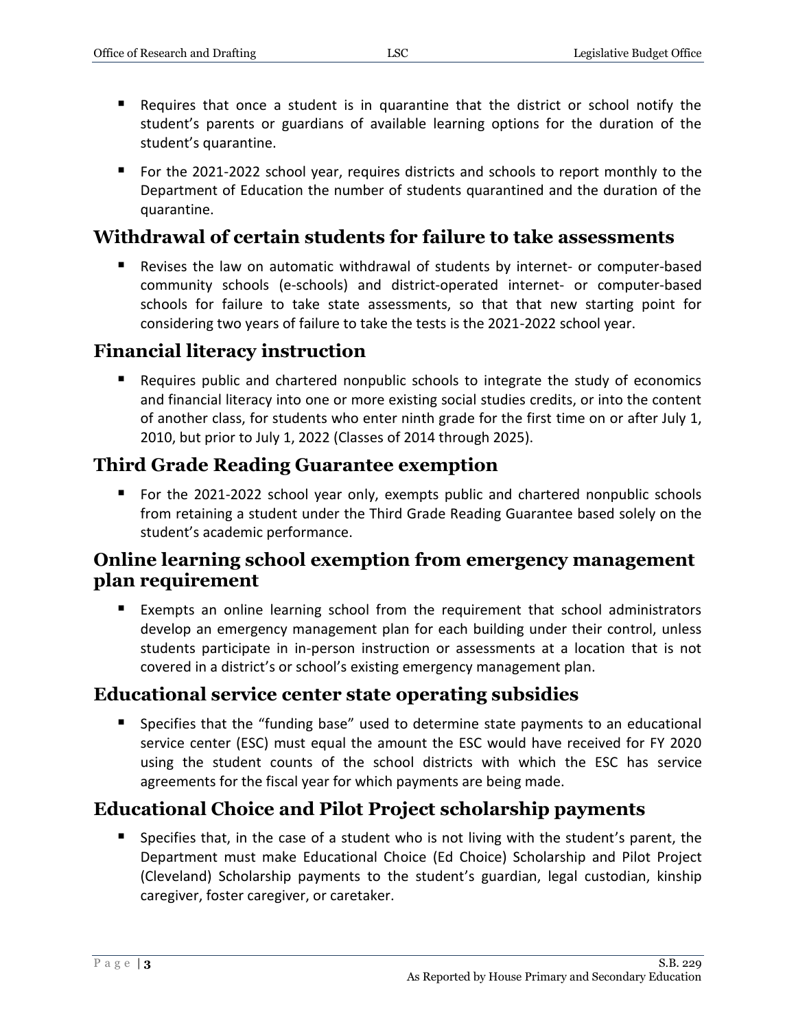- Requires that once a student is in quarantine that the district or school notify the student's parents or guardians of available learning options for the duration of the student's quarantine.
- For the 2021-2022 school year, requires districts and schools to report monthly to the Department of Education the number of students quarantined and the duration of the quarantine.

## Withdrawal of certain students for failure to take assessments

- Revises the law on automatic withdrawal of students by internet- or computer-based community schools (e-schools) and district-operated internet- or computer-based schools for failure to take state assessments, so that that new starting point for considering two years of failure to take the tests is the 2021-2022 school year.

## Financial literacy instruction

- Requires public and chartered nonpublic schools to integrate the study of economics and financial literacy into one or more existing social studies credits, or into the content of another class, for students who enter ninth grade for the first time on or after July 1, 2010, but prior to July 1, 2022 (Classes of 2014 through 2025).

## Third Grade Reading Guarantee exemption

- For the 2021-2022 school year only, exempts public and chartered nonpublic schools from retaining a student under the Third Grade Reading Guarantee based solely on the student's academic performance.

## Online learning school exemption from emergency management plan requirement

- Exempts an online learning school from the requirement that school administrators develop an emergency management plan for each building under their control, unless students participate in in-person instruction or assessments at a location that is not covered in a district's or school's existing emergency management plan.

## Educational service center state operating subsidies

- Specifies that the "funding base" used to determine state payments to an educational service center (ESC) must equal the amount the ESC would have received for FY 2020 using the student counts of the school districts with which the ESC has service agreements for the fiscal year for which payments are being made.

## Educational Choice and Pilot Project scholarship payments

- Specifies that, in the case of a student who is not living with the student's parent, the Department must make Educational Choice (Ed Choice) Scholarship and Pilot Project (Cleveland) Scholarship payments to the student's guardian, legal custodian, kinship caregiver, foster caregiver, or caretaker.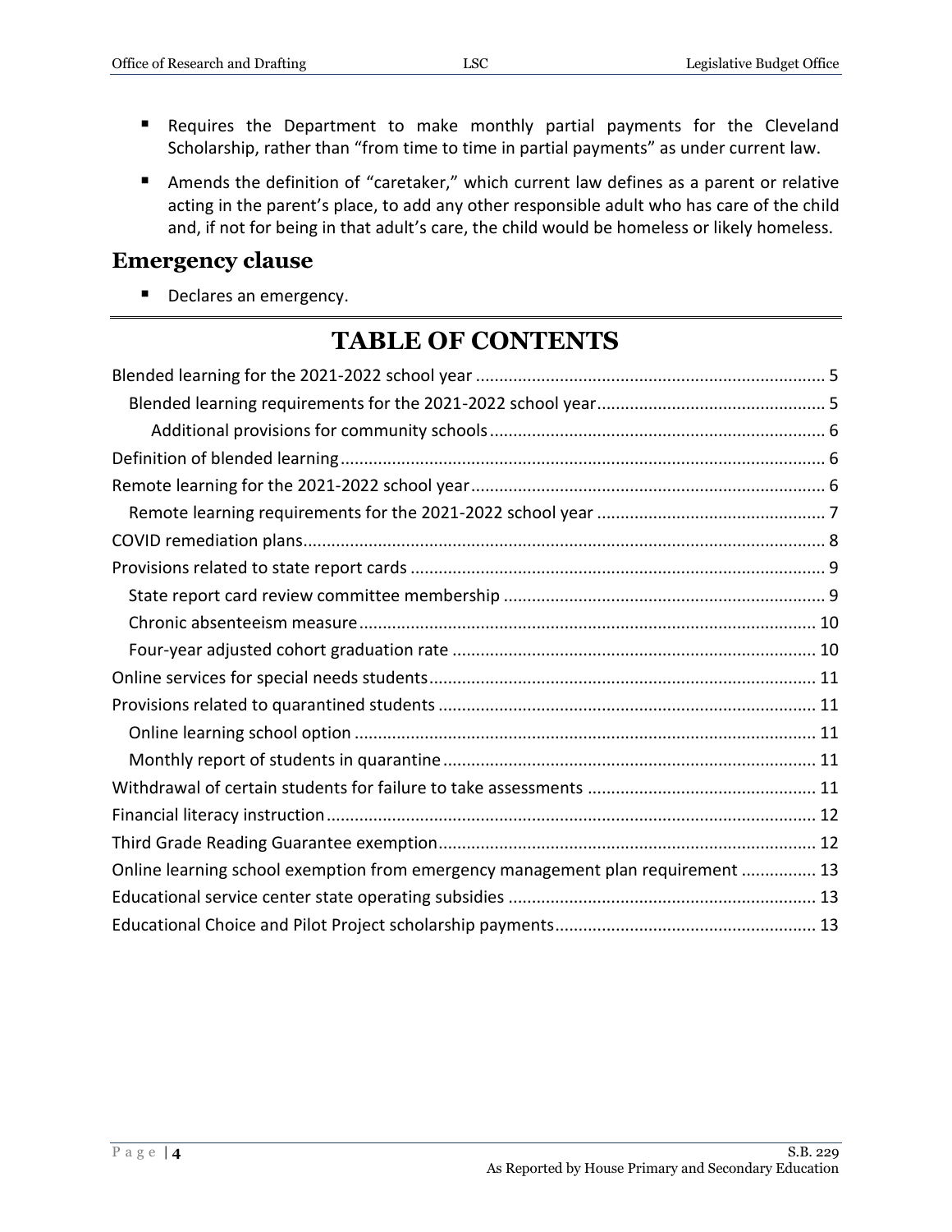- Requires the Department to make monthly partial payments for the Cleveland Scholarship, rather than "from time to time in partial payments" as under current law.
- Amends the definition of "caretaker," which current law defines as a parent or relative acting in the parent's place, to add any other responsible adult who has care of the child and, if not for being in that adult's care, the child would be homeless or likely homeless.

## Emergency clause

- Declares an emergency.

# TABLE OF CONTENTS

Blended learning for the 2021-2022 school year ... 5

  Blended learning requirements for the 2021-2022 school year ... 5

    Additional provisions for community schools ... 6

Definition of blended learning ... 6

Remote learning for the 2021-2022 school year ... 6

  Remote learning requirements for the 2021-2022 school year ... 7

COVID remediation plans ... 8

Provisions related to state report cards ... 9

  State report card review committee membership ... 9

  Chronic absenteeism measure ... 10

  Four-year adjusted cohort graduation rate ... 10

Online services for special needs students ... 11

Provisions related to quarantined students ... 11

  Online learning school option ... 11

  Monthly report of students in quarantine ... 11

Withdrawal of certain students for failure to take assessments ... 11

Financial literacy instruction ... 12

Third Grade Reading Guarantee exemption ... 12

Online learning school exemption from emergency management plan requirement ... 13

Educational service center state operating subsidies ... 13

Educational Choice and Pilot Project scholarship payments ... 13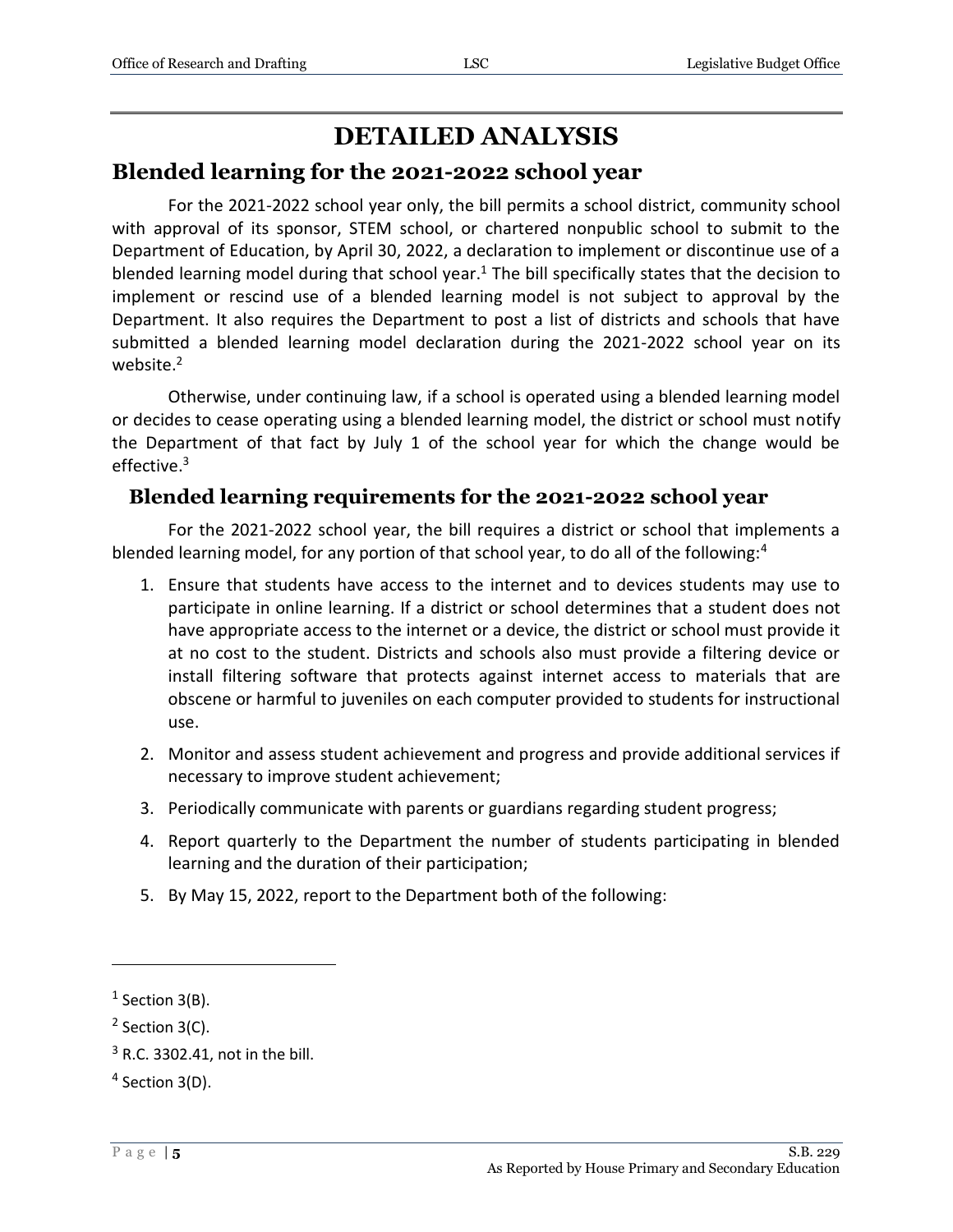# DETAILED ANALYSIS

## Blended learning for the 2021-2022 school year

For the 2021-2022 school year only, the bill permits a school district, community school with approval of its sponsor, STEM school, or chartered nonpublic school to submit to the Department of Education, by April 30, 2022, a declaration to implement or discontinue use of a blended learning model during that school year.[1] The bill specifically states that the decision to implement or rescind use of a blended learning model is not subject to approval by the Department. It also requires the Department to post a list of districts and schools that have submitted a blended learning model declaration during the 2021-2022 school year on its website.[2]

Otherwise, under continuing law, if a school is operated using a blended learning model or decides to cease operating using a blended learning model, the district or school must notify the Department of that fact by July 1 of the school year for which the change would be effective.[3]

### Blended learning requirements for the 2021-2022 school year

For the 2021-2022 school year, the bill requires a district or school that implements a blended learning model, for any portion of that school year, to do all of the following:[4]

1. Ensure that students have access to the internet and to devices students may use to participate in online learning. If a district or school determines that a student does not have appropriate access to the internet or a device, the district or school must provide it at no cost to the student. Districts and schools also must provide a filtering device or install filtering software that protects against internet access to materials that are obscene or harmful to juveniles on each computer provided to students for instructional use.
2. Monitor and assess student achievement and progress and provide additional services if necessary to improve student achievement;
3. Periodically communicate with parents or guardians regarding student progress;
4. Report quarterly to the Department the number of students participating in blended learning and the duration of their participation;
5. By May 15, 2022, report to the Department both of the following:

---

[1] Section 3(B).

[2] Section 3(C).

[3] R.C. 3302.41, not in the bill.

[4] Section 3(D).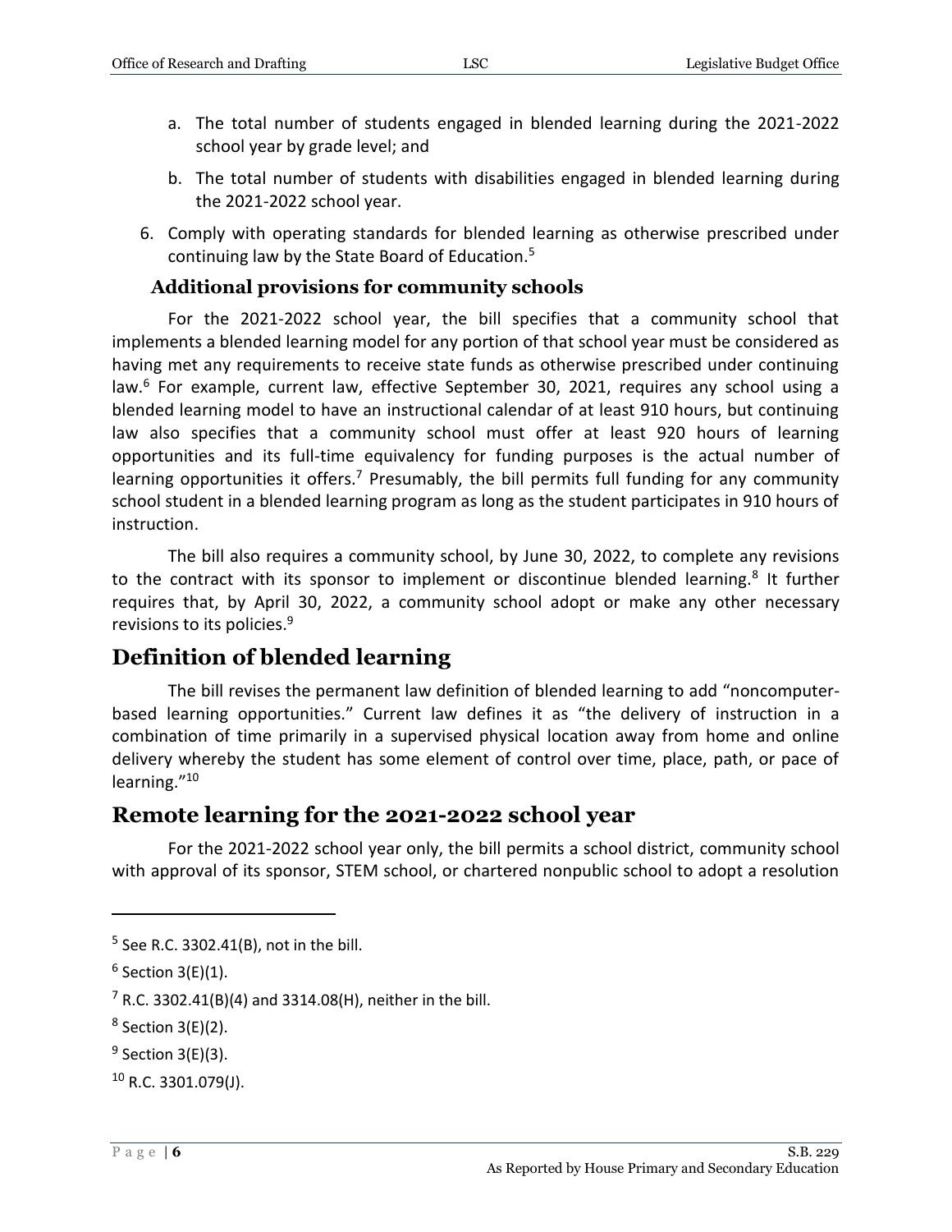a. The total number of students engaged in blended learning during the 2021-2022 school year by grade level; and

   b. The total number of students with disabilities engaged in blended learning during the 2021-2022 school year.

6. Comply with operating standards for blended learning as otherwise prescribed under continuing law by the State Board of Education.[5]

### Additional provisions for community schools

For the 2021-2022 school year, the bill specifies that a community school that implements a blended learning model for any portion of that school year must be considered as having met any requirements to receive state funds as otherwise prescribed under continuing law.[6] For example, current law, effective September 30, 2021, requires any school using a blended learning model to have an instructional calendar of at least 910 hours, but continuing law also specifies that a community school must offer at least 920 hours of learning opportunities and its full-time equivalency for funding purposes is the actual number of learning opportunities it offers.[7] Presumably, the bill permits full funding for any community school student in a blended learning program as long as the student participates in 910 hours of instruction.

The bill also requires a community school, by June 30, 2022, to complete any revisions to the contract with its sponsor to implement or discontinue blended learning.[8] It further requires that, by April 30, 2022, a community school adopt or make any other necessary revisions to its policies.[9]

## Definition of blended learning

The bill revises the permanent law definition of blended learning to add "noncomputer-based learning opportunities." Current law defines it as "the delivery of instruction in a combination of time primarily in a supervised physical location away from home and online delivery whereby the student has some element of control over time, place, path, or pace of learning."[10]

## Remote learning for the 2021-2022 school year

For the 2021-2022 school year only, the bill permits a school district, community school with approval of its sponsor, STEM school, or chartered nonpublic school to adopt a resolution

---

[5] See R.C. 3302.41(B), not in the bill.

[6] Section 3(E)(1).

[7] R.C. 3302.41(B)(4) and 3314.08(H), neither in the bill.

[8] Section 3(E)(2).

[9] Section 3(E)(3).

[10] R.C. 3301.079(J).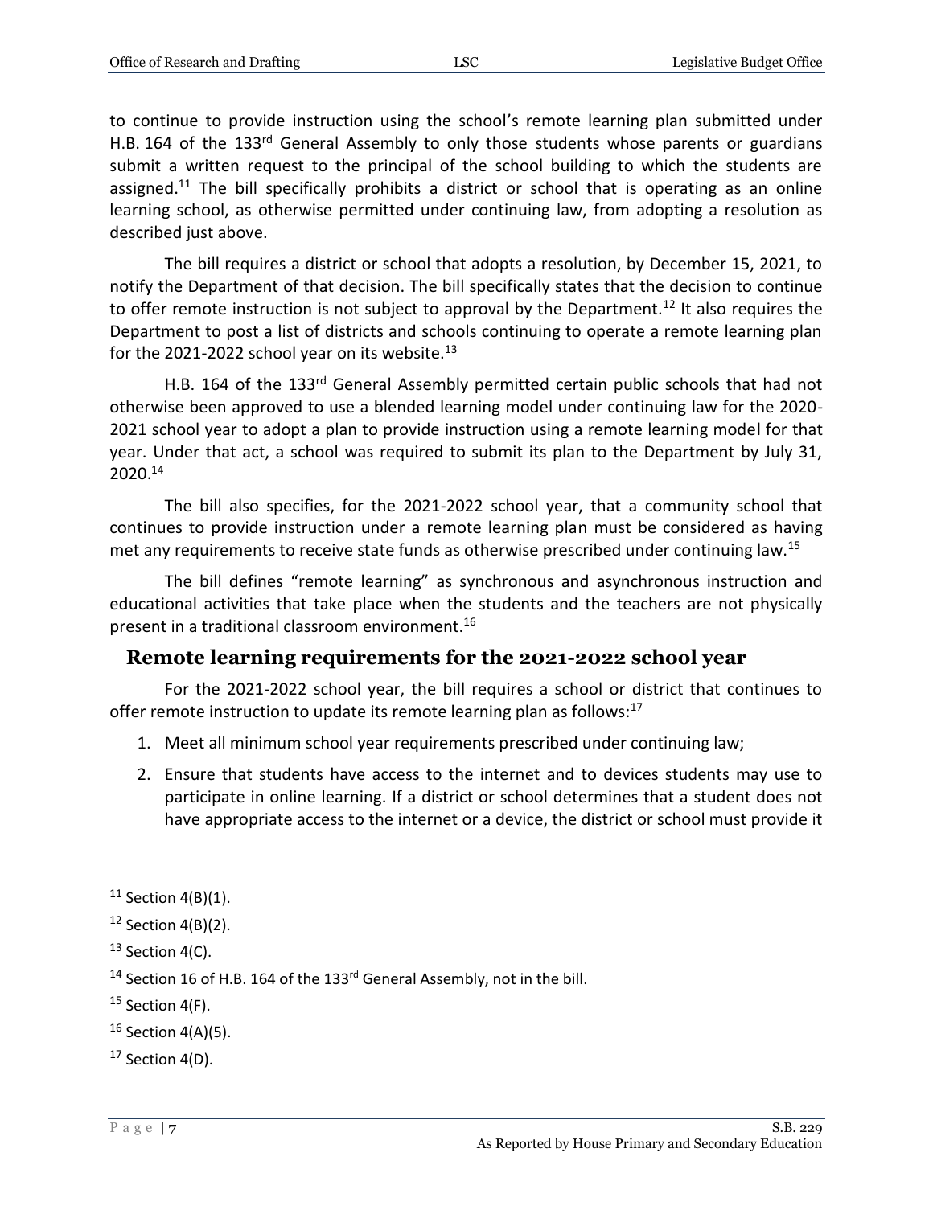to continue to provide instruction using the school's remote learning plan submitted under H.B. 164 of the 133rd General Assembly to only those students whose parents or guardians submit a written request to the principal of the school building to which the students are assigned.[11] The bill specifically prohibits a district or school that is operating as an online learning school, as otherwise permitted under continuing law, from adopting a resolution as described just above.

The bill requires a district or school that adopts a resolution, by December 15, 2021, to notify the Department of that decision. The bill specifically states that the decision to continue to offer remote instruction is not subject to approval by the Department.[12] It also requires the Department to post a list of districts and schools continuing to operate a remote learning plan for the 2021-2022 school year on its website.[13]

H.B. 164 of the 133rd General Assembly permitted certain public schools that had not otherwise been approved to use a blended learning model under continuing law for the 2020-2021 school year to adopt a plan to provide instruction using a remote learning model for that year. Under that act, a school was required to submit its plan to the Department by July 31, 2020.[14]

The bill also specifies, for the 2021-2022 school year, that a community school that continues to provide instruction under a remote learning plan must be considered as having met any requirements to receive state funds as otherwise prescribed under continuing law.[15]

The bill defines "remote learning" as synchronous and asynchronous instruction and educational activities that take place when the students and the teachers are not physically present in a traditional classroom environment.[16]

## Remote learning requirements for the 2021-2022 school year

For the 2021-2022 school year, the bill requires a school or district that continues to offer remote instruction to update its remote learning plan as follows:[17]

1. Meet all minimum school year requirements prescribed under continuing law;
2. Ensure that students have access to the internet and to devices students may use to participate in online learning. If a district or school determines that a student does not have appropriate access to the internet or a device, the district or school must provide it

---

[11] Section 4(B)(1).

[12] Section 4(B)(2).

[13] Section 4(C).

[14] Section 16 of H.B. 164 of the 133rd General Assembly, not in the bill.

[15] Section 4(F).

[16] Section 4(A)(5).

[17] Section 4(D).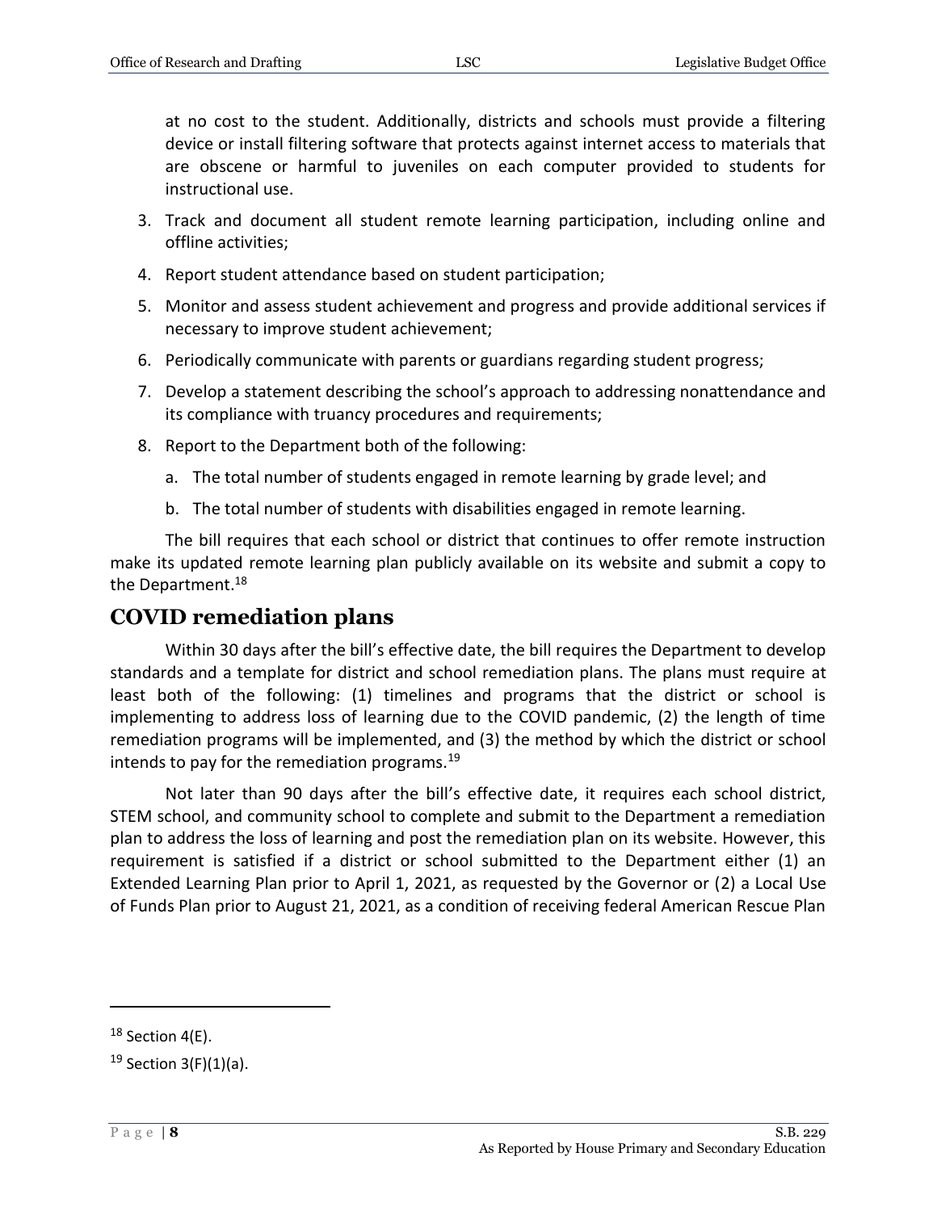at no cost to the student. Additionally, districts and schools must provide a filtering device or install filtering software that protects against internet access to materials that are obscene or harmful to juveniles on each computer provided to students for instructional use.

3. Track and document all student remote learning participation, including online and offline activities;
4. Report student attendance based on student participation;
5. Monitor and assess student achievement and progress and provide additional services if necessary to improve student achievement;
6. Periodically communicate with parents or guardians regarding student progress;
7. Develop a statement describing the school's approach to addressing nonattendance and its compliance with truancy procedures and requirements;
8. Report to the Department both of the following:
   a. The total number of students engaged in remote learning by grade level; and
   b. The total number of students with disabilities engaged in remote learning.

The bill requires that each school or district that continues to offer remote instruction make its updated remote learning plan publicly available on its website and submit a copy to the Department.[18]

## COVID remediation plans

Within 30 days after the bill's effective date, the bill requires the Department to develop standards and a template for district and school remediation plans. The plans must require at least both of the following: (1) timelines and programs that the district or school is implementing to address loss of learning due to the COVID pandemic, (2) the length of time remediation programs will be implemented, and (3) the method by which the district or school intends to pay for the remediation programs.[19]

Not later than 90 days after the bill's effective date, it requires each school district, STEM school, and community school to complete and submit to the Department a remediation plan to address the loss of learning and post the remediation plan on its website. However, this requirement is satisfied if a district or school submitted to the Department either (1) an Extended Learning Plan prior to April 1, 2021, as requested by the Governor or (2) a Local Use of Funds Plan prior to August 21, 2021, as a condition of receiving federal American Rescue Plan

---

[18] Section 4(E).

[19] Section 3(F)(1)(a).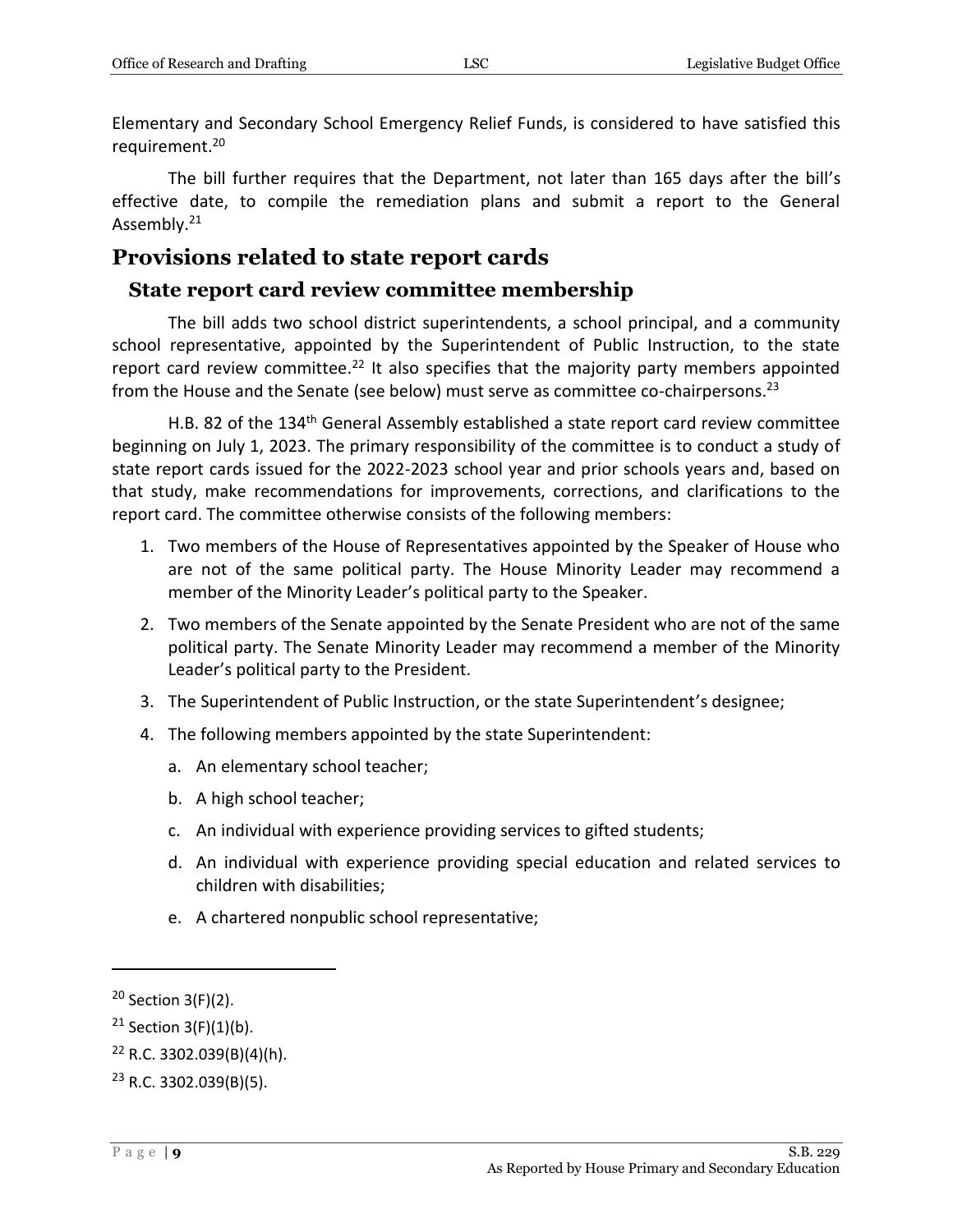Elementary and Secondary School Emergency Relief Funds, is considered to have satisfied this requirement.[20]

The bill further requires that the Department, not later than 165 days after the bill's effective date, to compile the remediation plans and submit a report to the General Assembly.[21]

## Provisions related to state report cards

### State report card review committee membership

The bill adds two school district superintendents, a school principal, and a community school representative, appointed by the Superintendent of Public Instruction, to the state report card review committee.[22] It also specifies that the majority party members appointed from the House and the Senate (see below) must serve as committee co-chairpersons.[23]

H.B. 82 of the 134th General Assembly established a state report card review committee beginning on July 1, 2023. The primary responsibility of the committee is to conduct a study of state report cards issued for the 2022-2023 school year and prior schools years and, based on that study, make recommendations for improvements, corrections, and clarifications to the report card. The committee otherwise consists of the following members:

1. Two members of the House of Representatives appointed by the Speaker of House who are not of the same political party. The House Minority Leader may recommend a member of the Minority Leader's political party to the Speaker.
2. Two members of the Senate appointed by the Senate President who are not of the same political party. The Senate Minority Leader may recommend a member of the Minority Leader's political party to the President.
3. The Superintendent of Public Instruction, or the state Superintendent's designee;
4. The following members appointed by the state Superintendent:
   a. An elementary school teacher;
   b. A high school teacher;
   c. An individual with experience providing services to gifted students;
   d. An individual with experience providing special education and related services to children with disabilities;
   e. A chartered nonpublic school representative;

---

[20] Section 3(F)(2).

[21] Section 3(F)(1)(b).

[22] R.C. 3302.039(B)(4)(h).

[23] R.C. 3302.039(B)(5).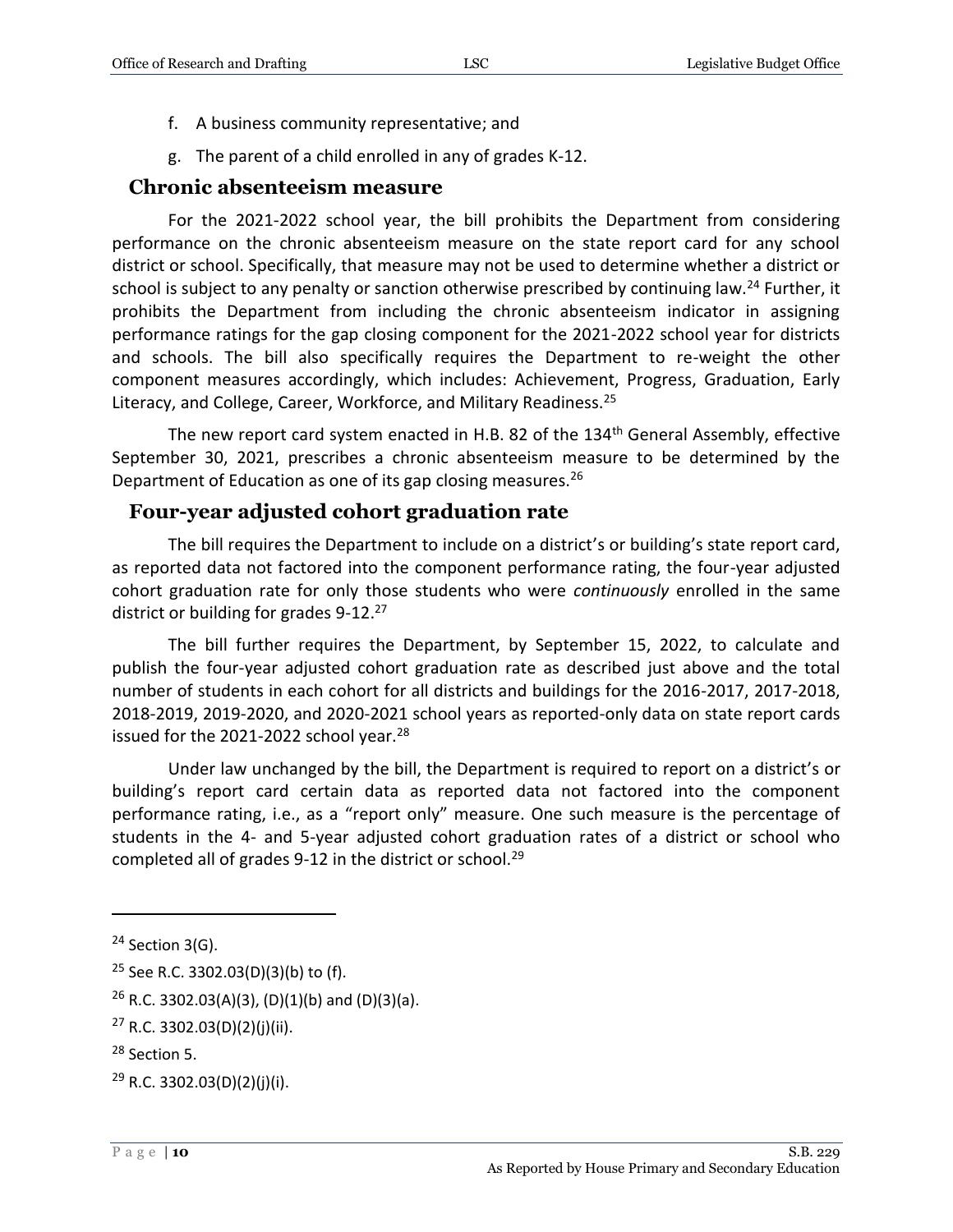f. A business community representative; and

g. The parent of a child enrolled in any of grades K-12.

## Chronic absenteeism measure

For the 2021-2022 school year, the bill prohibits the Department from considering performance on the chronic absenteeism measure on the state report card for any school district or school. Specifically, that measure may not be used to determine whether a district or school is subject to any penalty or sanction otherwise prescribed by continuing law.[24] Further, it prohibits the Department from including the chronic absenteeism indicator in assigning performance ratings for the gap closing component for the 2021-2022 school year for districts and schools. The bill also specifically requires the Department to re-weight the other component measures accordingly, which includes: Achievement, Progress, Graduation, Early Literacy, and College, Career, Workforce, and Military Readiness.[25]

The new report card system enacted in H.B. 82 of the 134th General Assembly, effective September 30, 2021, prescribes a chronic absenteeism measure to be determined by the Department of Education as one of its gap closing measures.[26]

## Four-year adjusted cohort graduation rate

The bill requires the Department to include on a district's or building's state report card, as reported data not factored into the component performance rating, the four-year adjusted cohort graduation rate for only those students who were *continuously* enrolled in the same district or building for grades 9-12.[27]

The bill further requires the Department, by September 15, 2022, to calculate and publish the four-year adjusted cohort graduation rate as described just above and the total number of students in each cohort for all districts and buildings for the 2016-2017, 2017-2018, 2018-2019, 2019-2020, and 2020-2021 school years as reported-only data on state report cards issued for the 2021-2022 school year.[28]

Under law unchanged by the bill, the Department is required to report on a district's or building's report card certain data as reported data not factored into the component performance rating, i.e., as a "report only" measure. One such measure is the percentage of students in the 4- and 5-year adjusted cohort graduation rates of a district or school who completed all of grades 9-12 in the district or school.[29]

---

[24] Section 3(G).

[25] See R.C. 3302.03(D)(3)(b) to (f).

[26] R.C. 3302.03(A)(3), (D)(1)(b) and (D)(3)(a).

[27] R.C. 3302.03(D)(2)(j)(ii).

[28] Section 5.

[29] R.C. 3302.03(D)(2)(j)(i).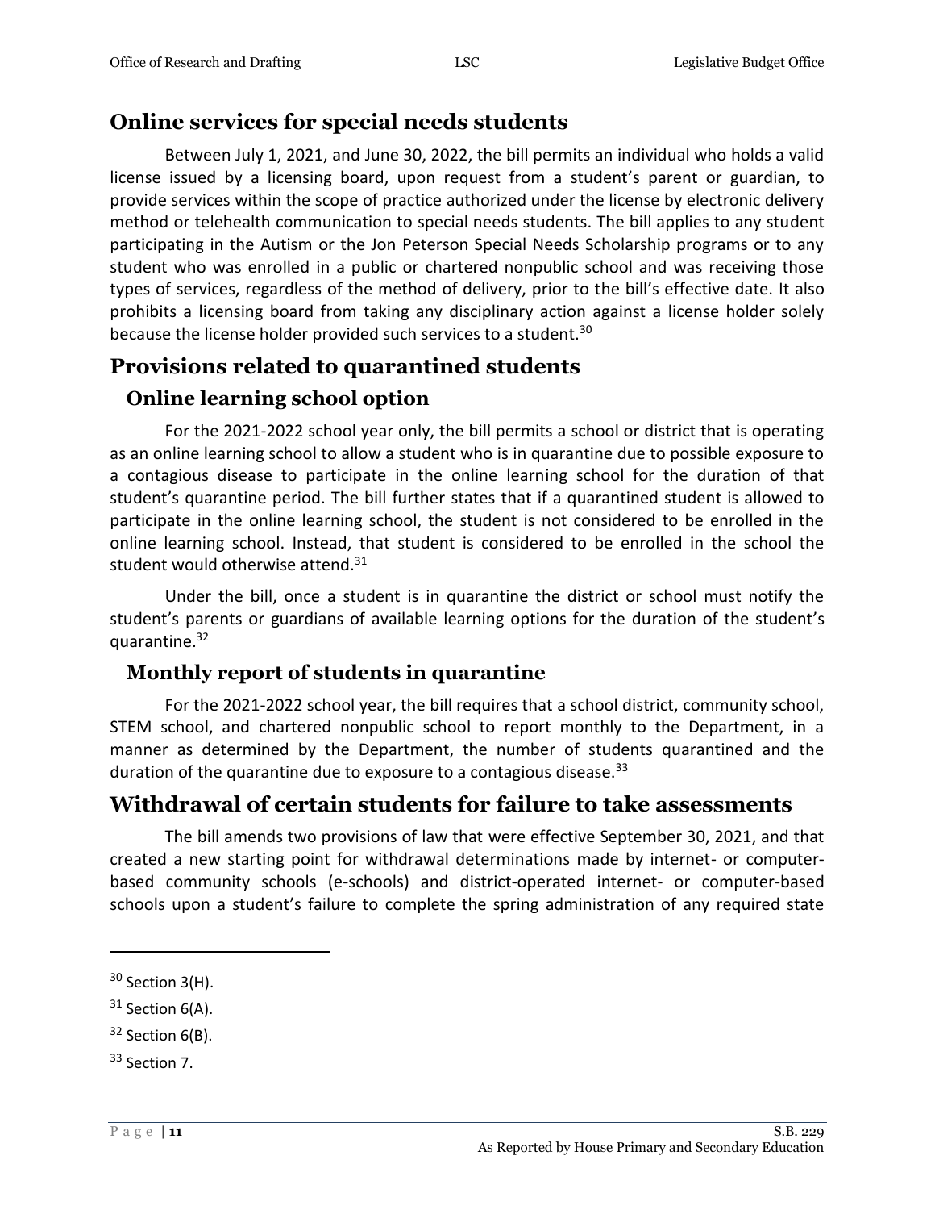## Online services for special needs students

Between July 1, 2021, and June 30, 2022, the bill permits an individual who holds a valid license issued by a licensing board, upon request from a student's parent or guardian, to provide services within the scope of practice authorized under the license by electronic delivery method or telehealth communication to special needs students. The bill applies to any student participating in the Autism or the Jon Peterson Special Needs Scholarship programs or to any student who was enrolled in a public or chartered nonpublic school and was receiving those types of services, regardless of the method of delivery, prior to the bill's effective date. It also prohibits a licensing board from taking any disciplinary action against a license holder solely because the license holder provided such services to a student.[30]

## Provisions related to quarantined students

### Online learning school option

For the 2021-2022 school year only, the bill permits a school or district that is operating as an online learning school to allow a student who is in quarantine due to possible exposure to a contagious disease to participate in the online learning school for the duration of that student's quarantine period. The bill further states that if a quarantined student is allowed to participate in the online learning school, the student is not considered to be enrolled in the online learning school. Instead, that student is considered to be enrolled in the school the student would otherwise attend.[31]

Under the bill, once a student is in quarantine the district or school must notify the student's parents or guardians of available learning options for the duration of the student's quarantine.[32]

### Monthly report of students in quarantine

For the 2021-2022 school year, the bill requires that a school district, community school, STEM school, and chartered nonpublic school to report monthly to the Department, in a manner as determined by the Department, the number of students quarantined and the duration of the quarantine due to exposure to a contagious disease.[33]

## Withdrawal of certain students for failure to take assessments

The bill amends two provisions of law that were effective September 30, 2021, and that created a new starting point for withdrawal determinations made by internet- or computer-based community schools (e-schools) and district-operated internet- or computer-based schools upon a student's failure to complete the spring administration of any required state

---

[30] Section 3(H).

[31] Section 6(A).

[32] Section 6(B).

[33] Section 7.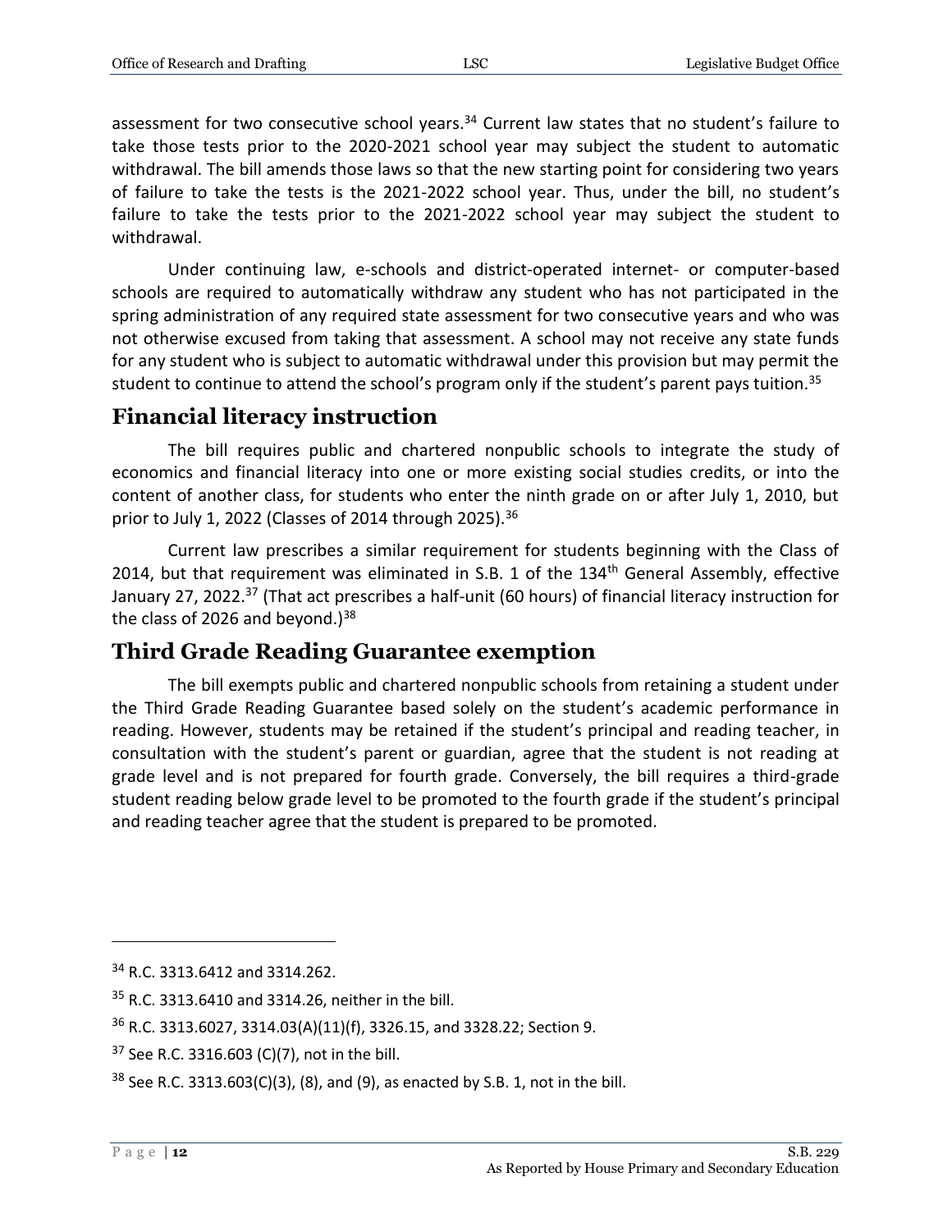assessment for two consecutive school years.[34] Current law states that no student's failure to take those tests prior to the 2020-2021 school year may subject the student to automatic withdrawal. The bill amends those laws so that the new starting point for considering two years of failure to take the tests is the 2021-2022 school year. Thus, under the bill, no student's failure to take the tests prior to the 2021-2022 school year may subject the student to withdrawal.

Under continuing law, e-schools and district-operated internet- or computer-based schools are required to automatically withdraw any student who has not participated in the spring administration of any required state assessment for two consecutive years and who was not otherwise excused from taking that assessment. A school may not receive any state funds for any student who is subject to automatic withdrawal under this provision but may permit the student to continue to attend the school's program only if the student's parent pays tuition.[35]

## Financial literacy instruction

The bill requires public and chartered nonpublic schools to integrate the study of economics and financial literacy into one or more existing social studies credits, or into the content of another class, for students who enter the ninth grade on or after July 1, 2010, but prior to July 1, 2022 (Classes of 2014 through 2025).[36]

Current law prescribes a similar requirement for students beginning with the Class of 2014, but that requirement was eliminated in S.B. 1 of the 134th General Assembly, effective January 27, 2022.[37] (That act prescribes a half-unit (60 hours) of financial literacy instruction for the class of 2026 and beyond.)[38]

## Third Grade Reading Guarantee exemption

The bill exempts public and chartered nonpublic schools from retaining a student under the Third Grade Reading Guarantee based solely on the student's academic performance in reading. However, students may be retained if the student's principal and reading teacher, in consultation with the student's parent or guardian, agree that the student is not reading at grade level and is not prepared for fourth grade. Conversely, the bill requires a third-grade student reading below grade level to be promoted to the fourth grade if the student's principal and reading teacher agree that the student is prepared to be promoted.

---

[34] R.C. 3313.6412 and 3314.262.

[35] R.C. 3313.6410 and 3314.26, neither in the bill.

[36] R.C. 3313.6027, 3314.03(A)(11)(f), 3326.15, and 3328.22; Section 9.

[37] See R.C. 3316.603 (C)(7), not in the bill.

[38] See R.C. 3313.603(C)(3), (8), and (9), as enacted by S.B. 1, not in the bill.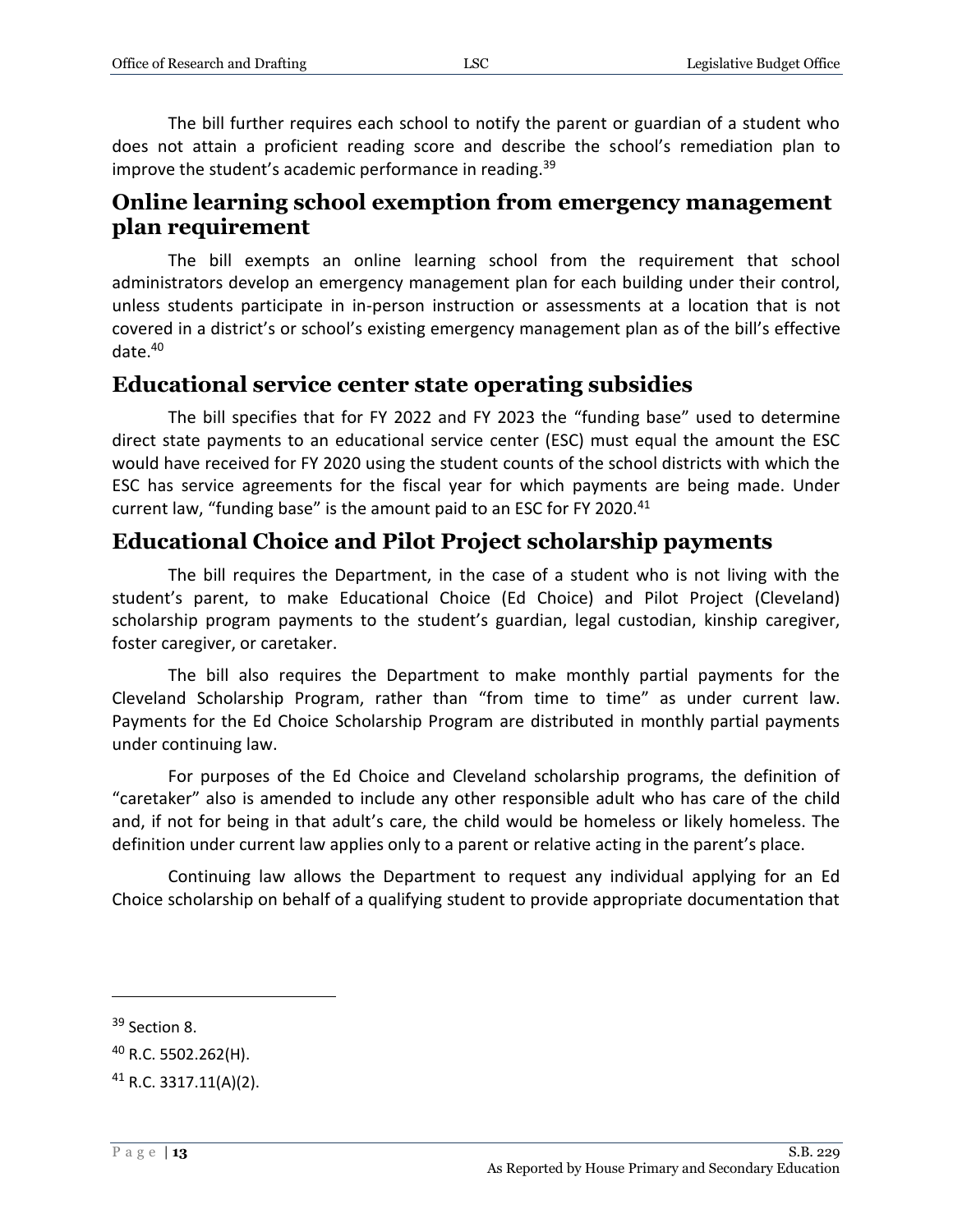The bill further requires each school to notify the parent or guardian of a student who does not attain a proficient reading score and describe the school's remediation plan to improve the student's academic performance in reading.[39]

## Online learning school exemption from emergency management plan requirement

The bill exempts an online learning school from the requirement that school administrators develop an emergency management plan for each building under their control, unless students participate in in-person instruction or assessments at a location that is not covered in a district's or school's existing emergency management plan as of the bill's effective date.[40]

## Educational service center state operating subsidies

The bill specifies that for FY 2022 and FY 2023 the "funding base" used to determine direct state payments to an educational service center (ESC) must equal the amount the ESC would have received for FY 2020 using the student counts of the school districts with which the ESC has service agreements for the fiscal year for which payments are being made. Under current law, "funding base" is the amount paid to an ESC for FY 2020.[41]

## Educational Choice and Pilot Project scholarship payments

The bill requires the Department, in the case of a student who is not living with the student's parent, to make Educational Choice (Ed Choice) and Pilot Project (Cleveland) scholarship program payments to the student's guardian, legal custodian, kinship caregiver, foster caregiver, or caretaker.

The bill also requires the Department to make monthly partial payments for the Cleveland Scholarship Program, rather than "from time to time" as under current law. Payments for the Ed Choice Scholarship Program are distributed in monthly partial payments under continuing law.

For purposes of the Ed Choice and Cleveland scholarship programs, the definition of "caretaker" also is amended to include any other responsible adult who has care of the child and, if not for being in that adult's care, the child would be homeless or likely homeless. The definition under current law applies only to a parent or relative acting in the parent's place.

Continuing law allows the Department to request any individual applying for an Ed Choice scholarship on behalf of a qualifying student to provide appropriate documentation that

---

[39] Section 8.

[40] R.C. 5502.262(H).

[41] R.C. 3317.11(A)(2).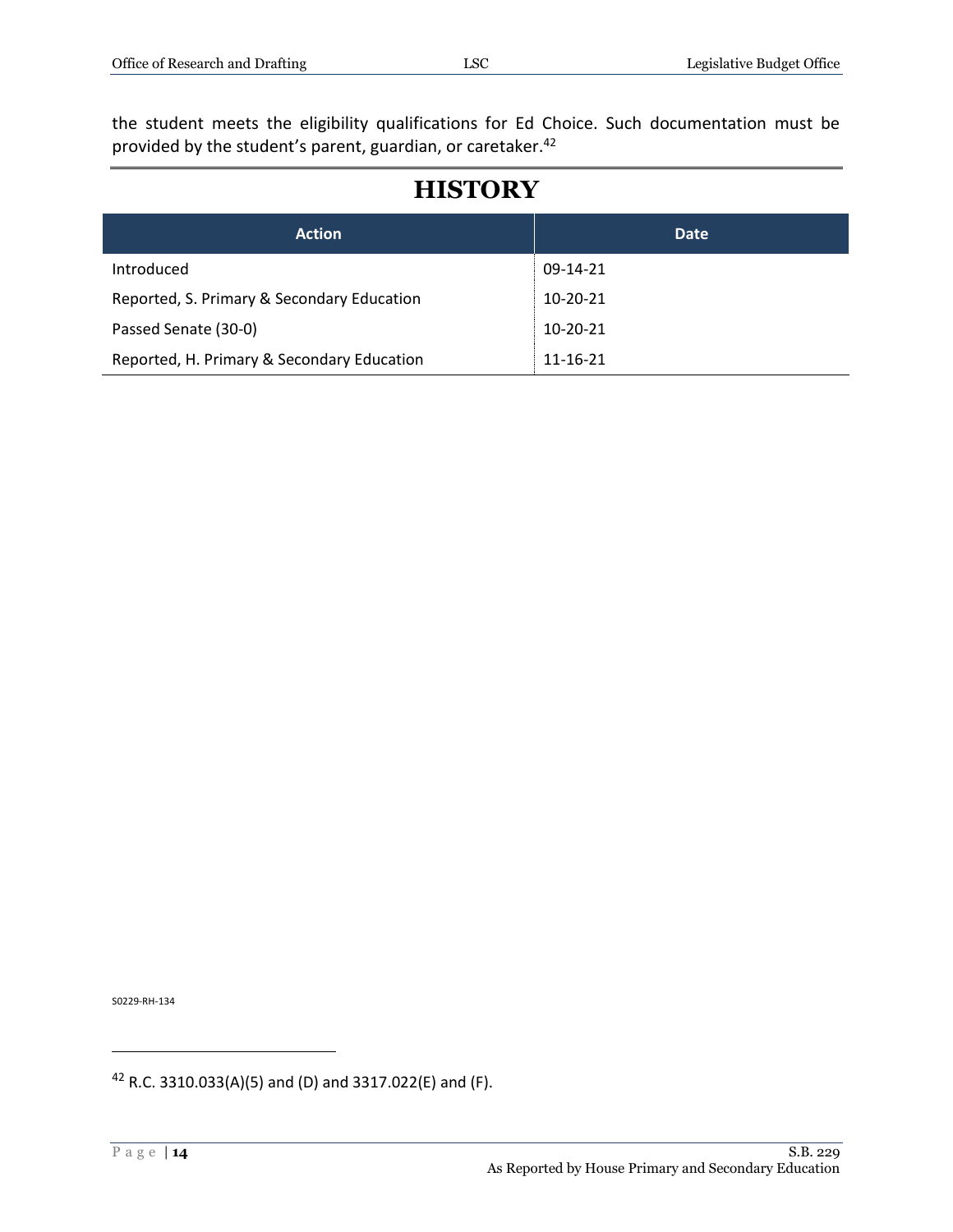the student meets the eligibility qualifications for Ed Choice. Such documentation must be provided by the student's parent, guardian, or caretaker.[42]

# HISTORY

| Action | Date |
| --- | --- |
| Introduced | 09-14-21 |
| Reported, S. Primary & Secondary Education | 10-20-21 |
| Passed Senate (30-0) | 10-20-21 |
| Reported, H. Primary & Secondary Education | 11-16-21 |

S0229-RH-134

[42] R.C. 3310.033(A)(5) and (D) and 3317.022(E) and (F).